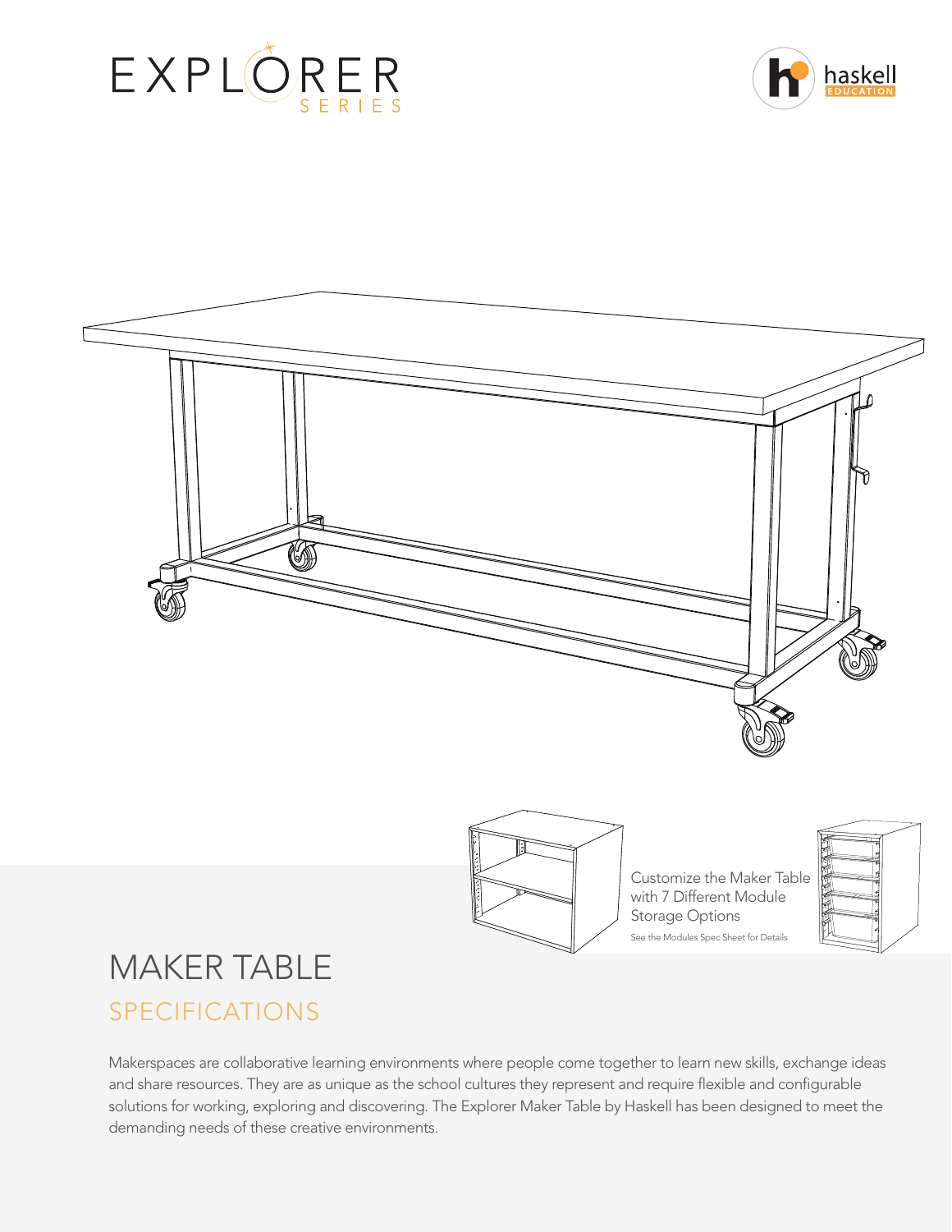EXPLORER SERIES

haskell EDUCATION

Customize the Maker Table with 7 Different Module Storage Options

See the Modules Spec Sheet for Details

# MAKER TABLE

## SPECIFICATIONS

Makerspaces are collaborative learning environments where people come together to learn new skills, exchange ideas and share resources. They are as unique as the school cultures they represent and require flexible and configurable solutions for working, exploring and discovering. The Explorer Maker Table by Haskell has been designed to meet the demanding needs of these creative environments.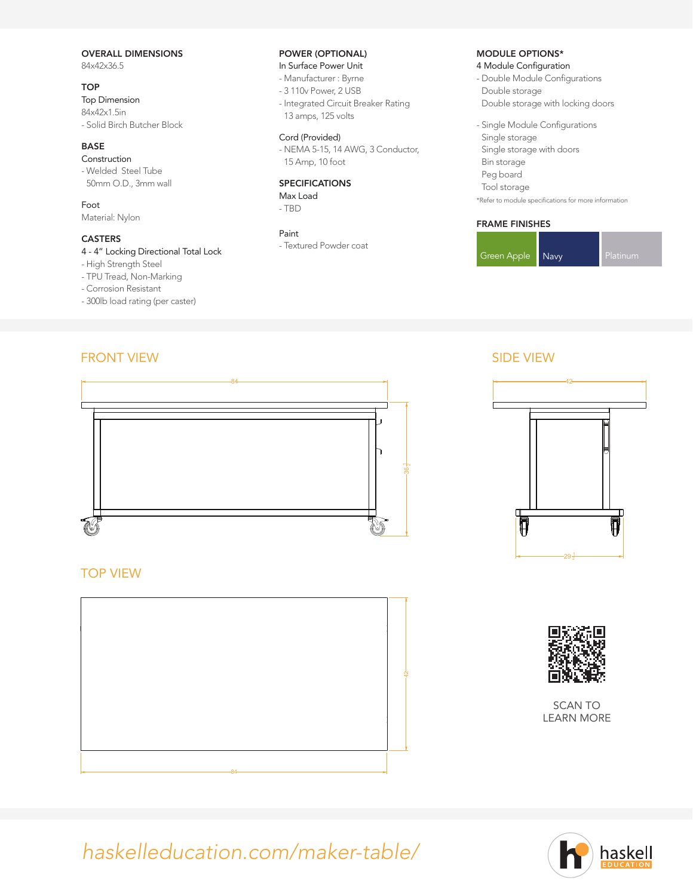### OVERALL DIMENSIONS

84x42x36.5

### TOP

Top Dimension

84x42x1.5in

- Solid Birch Butcher Block

### BASE

Construction

- Welded Steel Tube
  50mm O.D., 3mm wall

Foot

Material: Nylon

### CASTERS

4 - 4" Locking Directional Total Lock

- High Strength Steel
- TPU Tread, Non-Marking
- Corrosion Resistant
- 300lb load rating (per caster)

### POWER (OPTIONAL)

In Surface Power Unit

- Manufacturer : Byrne
- 3 110v Power, 2 USB
- Integrated Circuit Breaker Rating
  13 amps, 125 volts

Cord (Provided)

- NEMA 5-15, 14 AWG, 3 Conductor,
  15 Amp, 10 foot

### SPECIFICATIONS

Max Load

- TBD

Paint

- Textured Powder coat

### MODULE OPTIONS*

4 Module Configuration

- Double Module Configurations
  - Double storage
  - Double storage with locking doors
- Single Module Configurations
  - Single storage
  - Single storage with doors
  - Bin storage
  - Peg board
  - Tool storage

*Refer to module specifications for more information

### FRAME FINISHES

Green Apple

Navy

Platinum

## FRONT VIEW

84

36 1/2

## SIDE VIEW

42

29 1/2

## TOP VIEW

84

42

SCAN TO
LEARN MORE

*haskelleducation.com/maker-table/*

haskell EDUCATION